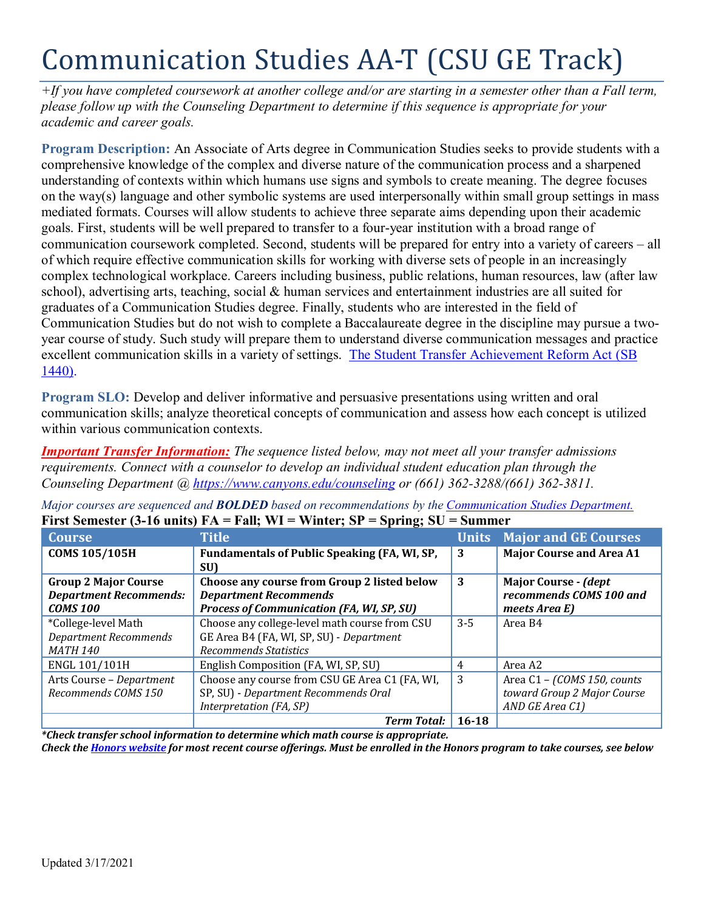# Communication Studies AA-T (CSU GE Track)

*+If you have completed coursework at another college and/or are starting in a semester other than a Fall term, please follow up with the Counseling Department to determine if this sequence is appropriate for your academic and career goals.*

**Program Description:** An Associate of Arts degree in Communication Studies seeks to provide students with a comprehensive knowledge of the complex and diverse nature of the communication process and a sharpened understanding of contexts within which humans use signs and symbols to create meaning. The degree focuses on the way(s) language and other symbolic systems are used interpersonally within small group settings in mass mediated formats. Courses will allow students to achieve three separate aims depending upon their academic goals. First, students will be well prepared to transfer to a four-year institution with a broad range of communication coursework completed. Second, students will be prepared for entry into a variety of careers – all of which require effective communication skills for working with diverse sets of people in an increasingly complex technological workplace. Careers including business, public relations, human resources, law (after law school), advertising arts, teaching, social & human services and entertainment industries are all suited for graduates of a Communication Studies degree. Finally, students who are interested in the field of Communication Studies but do not wish to complete a Baccalaureate degree in the discipline may pursue a two-year course of study. Such study will prepare them to understand diverse communication messages and practice excellent communication skills in a variety of settings. [The Student Transfer Achievement Reform Act (SB 1440)](#).

**Program SLO:** Develop and deliver informative and persuasive presentations using written and oral communication skills; analyze theoretical concepts of communication and assess how each concept is utilized within various communication contexts.

***Important Transfer Information:*** *The sequence listed below, may not meet all your transfer admissions requirements. Connect with a counselor to develop an individual student education plan through the Counseling Department @ https://www.canyons.edu/counseling or (661) 362-3288/(661) 362-3811.*

*Major courses are sequenced and **BOLDED** based on recommendations by the Communication Studies Department.*

**First Semester (3-16 units) FA = Fall; WI = Winter; SP = Spring; SU = Summer**

| Course | Title | Units | Major and GE Courses |
|---|---|---|---|
| **COMS 105/105H** | **Fundamentals of Public Speaking (FA, WI, SP, SU)** | **3** | **Major Course and Area A1** |
| **Group 2 Major Course** ***Department Recommends: COMS 100*** | **Choose any course from Group 2 listed below** ***Department Recommends Process of Communication (FA, WI, SP, SU)*** | **3** | **Major Course - *(dept recommends COMS 100 and meets Area E)*** |
| *College-level Math *Department Recommends MATH 140* | Choose any college-level math course from CSU GE Area B4 (FA, WI, SP, SU) - *Department Recommends Statistics* | 3-5 | Area B4 |
| ENGL 101/101H | English Composition (FA, WI, SP, SU) | 4 | Area A2 |
| Arts Course – *Department Recommends COMS 150* | Choose any course from CSU GE Area C1 (FA, WI, SP, SU) - *Department Recommends Oral Interpretation (FA, SP)* | 3 | Area C1 – *(COMS 150, counts toward Group 2 Major Course AND GE Area C1)* |
| | ***Term Total:*** | **16-18** | |

***Check transfer school information to determine which math course is appropriate.***

***Check the Honors website for most recent course offerings. Must be enrolled in the Honors program to take courses, see below***

Updated 3/17/2021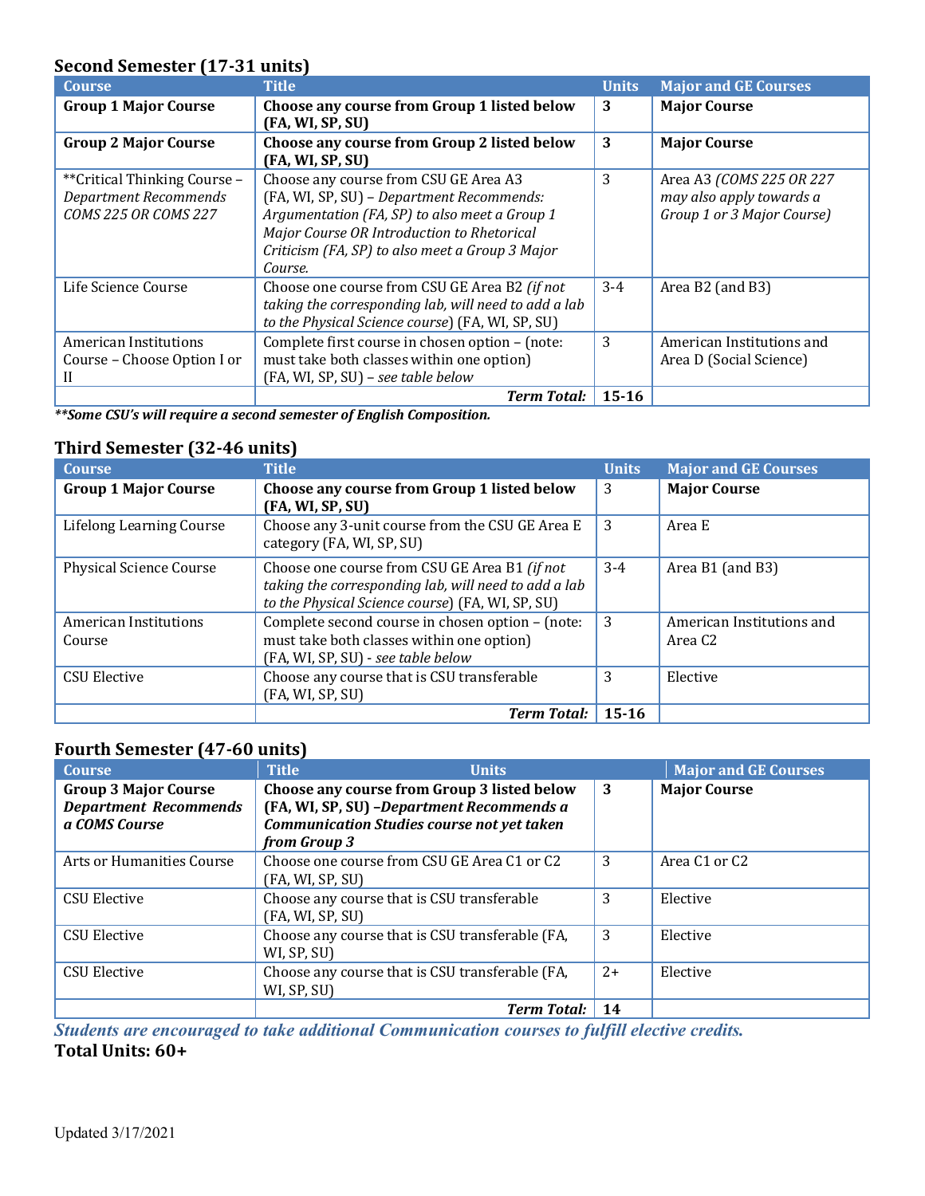### Second Semester (17-31 units)

| Course | Title | Units | Major and GE Courses |
|---|---|---|---|
| **Group 1 Major Course** | **Choose any course from Group 1 listed below (FA, WI, SP, SU)** | **3** | **Major Course** |
| **Group 2 Major Course** | **Choose any course from Group 2 listed below (FA, WI, SP, SU)** | **3** | **Major Course** |
| **Critical Thinking Course – *Department Recommends COMS 225 OR COMS 227* | Choose any course from CSU GE Area A3 (FA, WI, SP, SU) – *Department Recommends: Argumentation (FA, SP) to also meet a Group 1 Major Course OR Introduction to Rhetorical Criticism (FA, SP) to also meet a Group 3 Major Course.* | 3 | Area A3 *(COMS 225 OR 227 may also apply towards a Group 1 or 3 Major Course)* |
| Life Science Course | Choose one course from CSU GE Area B2 *(if not taking the corresponding lab, will need to add a lab to the Physical Science course)* (FA, WI, SP, SU) | 3-4 | Area B2 (and B3) |
| American Institutions Course – Choose Option I or II | Complete first course in chosen option – (note: must take both classes within one option) (FA, WI, SP, SU) – *see table below* | 3 | American Institutions and Area D (Social Science) |
| | ***Term Total:*** | **15-16** | |

***\*\*Some CSU's will require a second semester of English Composition.***

### Third Semester (32-46 units)

| Course | Title | Units | Major and GE Courses |
|---|---|---|---|
| **Group 1 Major Course** | **Choose any course from Group 1 listed below (FA, WI, SP, SU)** | 3 | **Major Course** |
| Lifelong Learning Course | Choose any 3-unit course from the CSU GE Area E category (FA, WI, SP, SU) | 3 | Area E |
| Physical Science Course | Choose one course from CSU GE Area B1 *(if not taking the corresponding lab, will need to add a lab to the Physical Science course)* (FA, WI, SP, SU) | 3-4 | Area B1 (and B3) |
| American Institutions Course | Complete second course in chosen option – (note: must take both classes within one option) (FA, WI, SP, SU) - *see table below* | 3 | American Institutions and Area C2 |
| CSU Elective | Choose any course that is CSU transferable (FA, WI, SP, SU) | 3 | Elective |
| | ***Term Total:*** | **15-16** | |

### Fourth Semester (47-60 units)

| Course | Title | Units | Major and GE Courses |
|---|---|---|---|
| **Group 3 Major Course *Department Recommends a COMS Course*** | **Choose any course from Group 3 listed below (FA, WI, SP, SU) –*Department Recommends a Communication Studies course not yet taken from Group 3*** | **3** | **Major Course** |
| Arts or Humanities Course | Choose one course from CSU GE Area C1 or C2 (FA, WI, SP, SU) | 3 | Area C1 or C2 |
| CSU Elective | Choose any course that is CSU transferable (FA, WI, SP, SU) | 3 | Elective |
| CSU Elective | Choose any course that is CSU transferable (FA, WI, SP, SU) | 3 | Elective |
| CSU Elective | Choose any course that is CSU transferable (FA, WI, SP, SU) | 2+ | Elective |
| | ***Term Total:*** | **14** | |

***Students are encouraged to take additional Communication courses to fulfill elective credits.***

**Total Units: 60+**

Updated 3/17/2021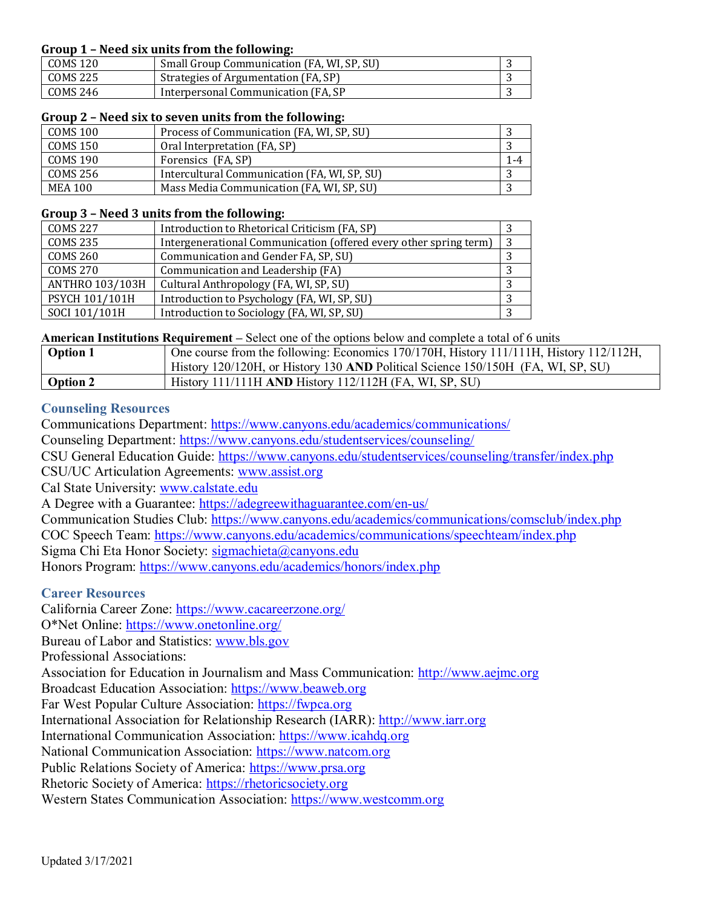**Group 1 – Need six units from the following:**

| | | |
|---|---|---|
| COMS 120 | Small Group Communication (FA, WI, SP, SU) | 3 |
| COMS 225 | Strategies of Argumentation (FA, SP) | 3 |
| COMS 246 | Interpersonal Communication (FA, SP | 3 |

**Group 2 – Need six to seven units from the following:**

| | | |
|---|---|---|
| COMS 100 | Process of Communication (FA, WI, SP, SU) | 3 |
| COMS 150 | Oral Interpretation (FA, SP) | 3 |
| COMS 190 | Forensics (FA, SP) | 1-4 |
| COMS 256 | Intercultural Communication (FA, WI, SP, SU) | 3 |
| MEA 100 | Mass Media Communication (FA, WI, SP, SU) | 3 |

**Group 3 – Need 3 units from the following:**

| | | |
|---|---|---|
| COMS 227 | Introduction to Rhetorical Criticism (FA, SP) | 3 |
| COMS 235 | Intergenerational Communication (offered every other spring term) | 3 |
| COMS 260 | Communication and Gender FA, SP, SU) | 3 |
| COMS 270 | Communication and Leadership (FA) | 3 |
| ANTHRO 103/103H | Cultural Anthropology (FA, WI, SP, SU) | 3 |
| PSYCH 101/101H | Introduction to Psychology (FA, WI, SP, SU) | 3 |
| SOCI 101/101H | Introduction to Sociology (FA, WI, SP, SU) | 3 |

**American Institutions Requirement** – Select one of the options below and complete a total of 6 units

| | |
|---|---|
| **Option 1** | One course from the following: Economics 170/170H, History 111/111H, History 112/112H, History 120/120H, or History 130 **AND** Political Science 150/150H (FA, WI, SP, SU) |
| **Option 2** | History 111/111H **AND** History 112/112H (FA, WI, SP, SU) |

## Counseling Resources

Communications Department: https://www.canyons.edu/academics/communications/
Counseling Department: https://www.canyons.edu/studentservices/counseling/
CSU General Education Guide: https://www.canyons.edu/studentservices/counseling/transfer/index.php
CSU/UC Articulation Agreements: www.assist.org
Cal State University: www.calstate.edu
A Degree with a Guarantee: https://adegreewithaguarantee.com/en-us/
Communication Studies Club: https://www.canyons.edu/academics/communications/comsclub/index.php
COC Speech Team: https://www.canyons.edu/academics/communications/speechteam/index.php
Sigma Chi Eta Honor Society: sigmachieta@canyons.edu
Honors Program: https://www.canyons.edu/academics/honors/index.php

## Career Resources

California Career Zone: https://www.cacareerzone.org/
O*Net Online: https://www.onetonline.org/
Bureau of Labor and Statistics: www.bls.gov
Professional Associations:
Association for Education in Journalism and Mass Communication: http://www.aejmc.org
Broadcast Education Association: https://www.beaweb.org
Far West Popular Culture Association: https://fwpca.org
International Association for Relationship Research (IARR): http://www.iarr.org
International Communication Association: https://www.icahdq.org
National Communication Association: https://www.natcom.org
Public Relations Society of America: https://www.prsa.org
Rhetoric Society of America: https://rhetoricsociety.org
Western States Communication Association: https://www.westcomm.org

Updated 3/17/2021